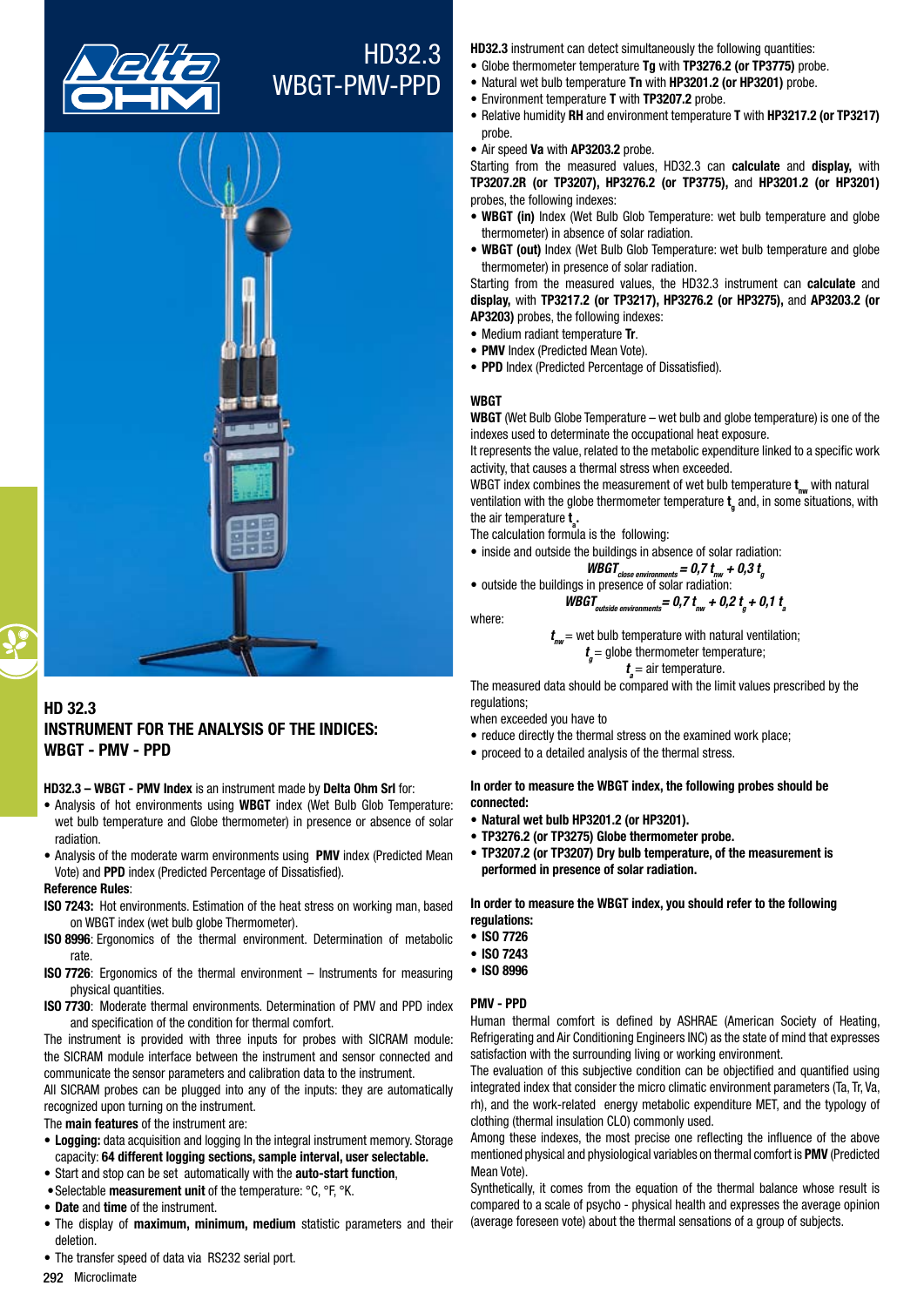# HD32.3 WBGT-PMV-PPD

## HD 32.3
## INSTRUMENT FOR THE ANALYSIS OF THE INDICES: WBGT - PMV - PPD

**HD32.3 – WBGT - PMV Index** is an instrument made by **Delta Ohm Srl** for:

- Analysis of hot environments using **WBGT** index (Wet Bulb Glob Temperature: wet bulb temperature and Globe thermometer) in presence or absence of solar radiation.
- Analysis of the moderate warm environments using **PMV** index (Predicted Mean Vote) and **PPD** index (Predicted Percentage of Dissatisfied).

**Reference Rules**:

**ISO 7243:** Hot environments. Estimation of the heat stress on working man, based on WBGT index (wet bulb globe Thermometer).

**ISO 8996**: Ergonomics of the thermal environment. Determination of metabolic rate.

**ISO 7726**: Ergonomics of the thermal environment – Instruments for measuring physical quantities.

**ISO 7730**: Moderate thermal environments. Determination of PMV and PPD index and specification of the condition for thermal comfort.

The instrument is provided with three inputs for probes with SICRAM module: the SICRAM module interface between the instrument and sensor connected and communicate the sensor parameters and calibration data to the instrument.

All SICRAM probes can be plugged into any of the inputs: they are automatically recognized upon turning on the instrument.

The **main features** of the instrument are:

- **Logging:** data acquisition and logging In the integral instrument memory. Storage capacity: **64 different logging sections, sample interval, user selectable.**
- Start and stop can be set automatically with the **auto-start function**,
- Selectable **measurement unit** of the temperature: °C, °F, °K.
- **Date** and **time** of the instrument.
- The display of **maximum, minimum, medium** statistic parameters and their deletion.
- The transfer speed of data via RS232 serial port.

**HD32.3** instrument can detect simultaneously the following quantities:

- Globe thermometer temperature **Tg** with **TP3276.2 (or TP3775)** probe.
- Natural wet bulb temperature **Tn** with **HP3201.2 (or HP3201)** probe.
- Environment temperature **T** with **TP3207.2** probe.
- Relative humidity **RH** and environment temperature **T** with **HP3217.2 (or TP3217)** probe.
- Air speed **Va** with **AP3203.2** probe.

Starting from the measured values, HD32.3 can **calculate** and **display,** with **TP3207.2R (or TP3207), HP3276.2 (or TP3775),** and **HP3201.2 (or HP3201)** probes, the following indexes:

- **WBGT (in)** Index (Wet Bulb Glob Temperature: wet bulb temperature and globe thermometer) in absence of solar radiation.
- **WBGT (out)** Index (Wet Bulb Glob Temperature: wet bulb temperature and globe thermometer) in presence of solar radiation.

Starting from the measured values, the HD32.3 instrument can **calculate** and **display,** with **TP3217.2 (or TP3217), HP3276.2 (or HP3275),** and **AP3203.2 (or AP3203)** probes, the following indexes:

- Medium radiant temperature **Tr**.
- **PMV** Index (Predicted Mean Vote).
- **PPD** Index (Predicted Percentage of Dissatisfied).

### WBGT

**WBGT** (Wet Bulb Globe Temperature – wet bulb and globe temperature) is one of the indexes used to determinate the occupational heat exposure.

It represents the value, related to the metabolic expenditure linked to a specific work activity, that causes a thermal stress when exceeded.

WBGT index combines the measurement of wet bulb temperature $t_{nw}$ with natural ventilation with the globe thermometer temperature $t_g$ and, in some situations, with the air temperature $t_a$.

The calculation formula is the following:

- inside and outside the buildings in absence of solar radiation:

$$WBGT_{close\ environments} = 0{,}7\, t_{nw} + 0{,}3\, t_g$$

- outside the buildings in presence of solar radiation:

$$WBGT_{outside\ environments} = 0{,}7\, t_{nw} + 0{,}2\, t_g + 0{,}1\, t_a$$

where:

$t_{nw}$ = wet bulb temperature with natural ventilation;
$t_g$ = globe thermometer temperature;
$t_a$ = air temperature.

The measured data should be compared with the limit values prescribed by the regulations;

when exceeded you have to

- reduce directly the thermal stress on the examined work place;
- proceed to a detailed analysis of the thermal stress.

**In order to measure the WBGT index, the following probes should be connected:**

- **Natural wet bulb HP3201.2 (or HP3201).**
- **TP3276.2 (or TP3275) Globe thermometer probe.**
- **TP3207.2 (or TP3207) Dry bulb temperature, of the measurement is performed in presence of solar radiation.**

**In order to measure the WBGT index, you should refer to the following regulations:**

- **ISO 7726**
- **ISO 7243**
- **ISO 8996**

### PMV - PPD

Human thermal comfort is defined by ASHRAE (American Society of Heating, Refrigerating and Air Conditioning Engineers INC) as the state of mind that expresses satisfaction with the surrounding living or working environment.

The evaluation of this subjective condition can be objectified and quantified using integrated index that consider the micro climatic environment parameters (Ta, Tr, Va, rh), and the work-related energy metabolic expenditure MET, and the typology of clothing (thermal insulation CLO) commonly used.

Among these indexes, the most precise one reflecting the influence of the above mentioned physical and physiological variables on thermal comfort is **PMV** (Predicted Mean Vote).

Synthetically, it comes from the equation of the thermal balance whose result is compared to a scale of psycho - physical health and expresses the average opinion (average foreseen vote) about the thermal sensations of a group of subjects.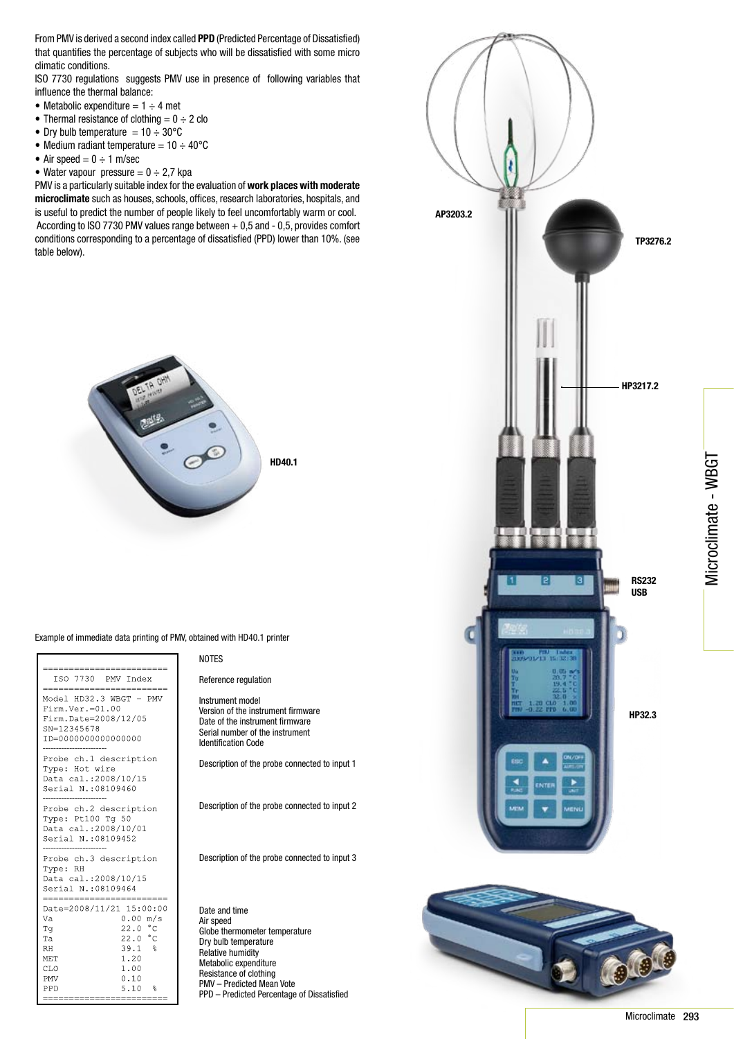From PMV is derived a second index called **PPD** (Predicted Percentage of Dissatisfied) that quantifies the percentage of subjects who will be dissatisfied with some micro climatic conditions.

ISO 7730 regulations suggests PMV use in presence of following variables that influence the thermal balance:

- Metabolic expenditure = 1 ÷ 4 met
- Thermal resistance of clothing = 0 ÷ 2 clo
- Dry bulb temperature = 10 ÷ 30°C
- Medium radiant temperature = 10 ÷ 40°C
- Air speed = 0 ÷ 1 m/sec
- Water vapour pressure = 0 ÷ 2,7 kpa

PMV is a particularly suitable index for the evaluation of **work places with moderate microclimate** such as houses, schools, offices, research laboratories, hospitals, and is useful to predict the number of people likely to feel uncomfortably warm or cool. According to ISO 7730 PMV values range between + 0,5 and - 0,5, provides comfort conditions corresponding to a percentage of dissatisfied (PPD) lower than 10%. (see table below).

AP3203.2

TP3276.2

HP3217.2

HD40.1

RS232
USB

HP32.3

Microclimate - WBGT

Example of immediate data printing of PMV, obtained with HD40.1 printer

| Printout | NOTES |
|---|---|
| ISO 7730 PMV Index | Reference regulation |
| Model HD32.3 WBGT - PMV | Instrument model |
| Firm.Ver.=01.00 | Version of the instrument firmware |
| Firm.Date=2008/12/05 | Date of the instrument firmware |
| SN=12345678 | Serial number of the instrument |
| ID=0000000000000000 | Identification Code |
| Probe ch.1 description<br>Type: Hot wire<br>Data cal.:2008/10/15<br>Serial N.:08109460 | Description of the probe connected to input 1 |
| Probe ch.2 description<br>Type: Pt100 Tg 50<br>Data cal.:2008/10/01<br>Serial N.:08109452 | Description of the probe connected to input 2 |
| Probe ch.3 description<br>Type: RH<br>Data cal.:2008/10/15<br>Serial N.:08109464 | Description of the probe connected to input 3 |
| Date=2008/11/21 15:00:00 | Date and time |
| Va 0.00 m/s | Air speed |
| Tg 22.0 °C | Globe thermometer temperature |
| Ta 22.0 °C | Dry bulb temperature |
| RH 39.1 % | Relative humidity |
| MET 1.20 | Metabolic expenditure |
| CLO 1.00 | Resistance of clothing |
| PMV 0.10 | PMV – Predicted Mean Vote |
| PPD 5.10 % | PPD – Predicted Percentage of Dissatisfied |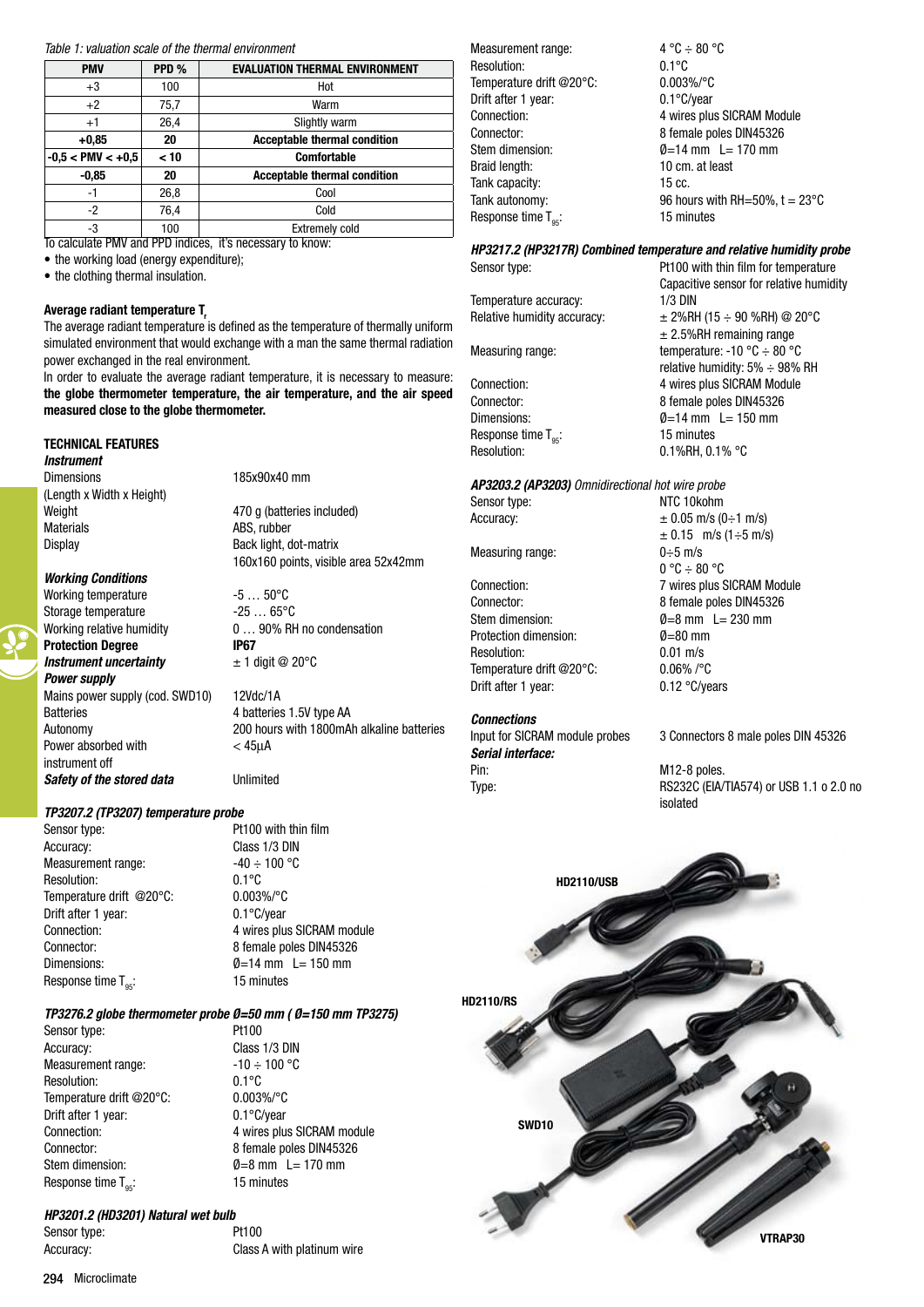*Table 1: valuation scale of the thermal environment*

| PMV | PPD % | EVALUATION THERMAL ENVIRONMENT |
|---|---|---|
| +3 | 100 | Hot |
| +2 | 75,7 | Warm |
| +1 | 26,4 | Slightly warm |
| **+0,85** | **20** | **Acceptable thermal condition** |
| **-0,5 < PMV < +0,5** | **< 10** | **Comfortable** |
| **-0,85** | **20** | **Acceptable thermal condition** |
| -1 | 26,8 | Cool |
| -2 | 76,4 | Cold |
| -3 | 100 | Extremely cold |

To calculate PMV and PPD indices, it's necessary to know:

- the working load (energy expenditure);
- the clothing thermal insulation.

**Average radiant temperature $T_r$**

The average radiant temperature is defined as the temperature of thermally uniform simulated environment that would exchange with a man the same thermal radiation power exchanged in the real environment.

In order to evaluate the average radiant temperature, it is necessary to measure: **the globe thermometer temperature, the air temperature, and the air speed measured close to the globe thermometer.**

## TECHNICAL FEATURES

***Instrument***

| | |
|---|---|
| Dimensions (Length x Width x Height) | 185x90x40 mm |
| Weight | 470 g (batteries included) |
| Materials | ABS, rubber |
| Display | Back light, dot-matrix 160x160 points, visible area 52x42mm |

***Working Conditions***

| | |
|---|---|
| Working temperature | -5 … 50°C |
| Storage temperature | -25 … 65°C |
| Working relative humidity | 0 … 90% RH no condensation |
| **Protection Degree** | **IP67** |
| ***Instrument uncertainty*** | ± 1 digit @ 20°C |

***Power supply***

| | |
|---|---|
| Mains power supply (cod. SWD10) | 12Vdc/1A |
| Batteries | 4 batteries 1.5V type AA |
| Autonomy | 200 hours with 1800mAh alkaline batteries |
| Power absorbed with instrument off | < 45µA |
| ***Safety of the stored data*** | Unlimited |

***TP3207.2 (TP3207) temperature probe***

| | |
|---|---|
| Sensor type: | Pt100 with thin film |
| Accuracy: | Class 1/3 DIN |
| Measurement range: | -40 ÷ 100 °C |
| Resolution: | 0.1°C |
| Temperature drift @20°C: | 0.003%/°C |
| Drift after 1 year: | 0.1°C/year |
| Connection: | 4 wires plus SICRAM module |
| Connector: | 8 female poles DIN45326 |
| Dimensions: | Ø=14 mm L= 150 mm |
| Response time $T_{95}$: | 15 minutes |

***TP3276.2 globe thermometer probe Ø=50 mm ( Ø=150 mm TP3275)***

| | |
|---|---|
| Sensor type: | Pt100 |
| Accuracy: | Class 1/3 DIN |
| Measurement range: | -10 ÷ 100 °C |
| Resolution: | 0.1°C |
| Temperature drift @20°C: | 0.003%/°C |
| Drift after 1 year: | 0.1°C/year |
| Connection: | 4 wires plus SICRAM module |
| Connector: | 8 female poles DIN45326 |
| Stem dimension: | Ø=8 mm L= 170 mm |
| Response time $T_{95}$: | 15 minutes |

***HP3201.2 (HD3201) Natural wet bulb***

| | |
|---|---|
| Sensor type: | Pt100 |
| Accuracy: | Class A with platinum wire |
| Measurement range: | 4 °C ÷ 80 °C |
| Resolution: | 0.1°C |
| Temperature drift @20°C: | 0.003%/°C |
| Drift after 1 year: | 0.1°C/year |
| Connection: | 4 wires plus SICRAM Module |
| Connector: | 8 female poles DIN45326 |
| Stem dimension: | Ø=14 mm L= 170 mm |
| Braid length: | 10 cm. at least |
| Tank capacity: | 15 cc. |
| Tank autonomy: | 96 hours with RH=50%, t = 23°C |
| Response time $T_{95}$: | 15 minutes |

***HP3217.2 (HP3217R) Combined temperature and relative humidity probe***

| | |
|---|---|
| Sensor type: | Pt100 with thin film for temperature Capacitive sensor for relative humidity |
| Temperature accuracy: | 1/3 DIN |
| Relative humidity accuracy: | ± 2%RH (15 ÷ 90 %RH) @ 20°C ± 2.5%RH remaining range |
| Measuring range: | temperature: -10 °C ÷ 80 °C relative humidity: 5% ÷ 98% RH |
| Connection: | 4 wires plus SICRAM Module |
| Connector: | 8 female poles DIN45326 |
| Dimensions: | Ø=14 mm L= 150 mm |
| Response time $T_{95}$: | 15 minutes |
| Resolution: | 0.1%RH, 0.1 °C |

***AP3203.2 (AP3203)*** *Omnidirectional hot wire probe*

| | |
|---|---|
| Sensor type: | NTC 10kohm |
| Accuracy: | ± 0.05 m/s (0÷1 m/s) ± 0.15 m/s (1÷5 m/s) |
| Measuring range: | 0÷5 m/s 0 °C ÷ 80 °C |
| Connection: | 7 wires plus SICRAM Module |
| Connector: | 8 female poles DIN45326 |
| Stem dimension: | Ø=8 mm L= 230 mm |
| Protection dimension: | Ø=80 mm |
| Resolution: | 0.01 m/s |
| Temperature drift @20°C: | 0.06% /°C |
| Drift after 1 year: | 0.12 °C/years |

***Connections***

| | |
|---|---|
| Input for SICRAM module probes | 3 Connectors 8 male poles DIN 45326 |

***Serial interface:***

| | |
|---|---|
| Pin: | M12-8 poles. |
| Type: | RS232C (EIA/TIA574) or USB 1.1 o 2.0 no isolated |

HD2110/USB

HD2110/RS

SWD10

VTRAP30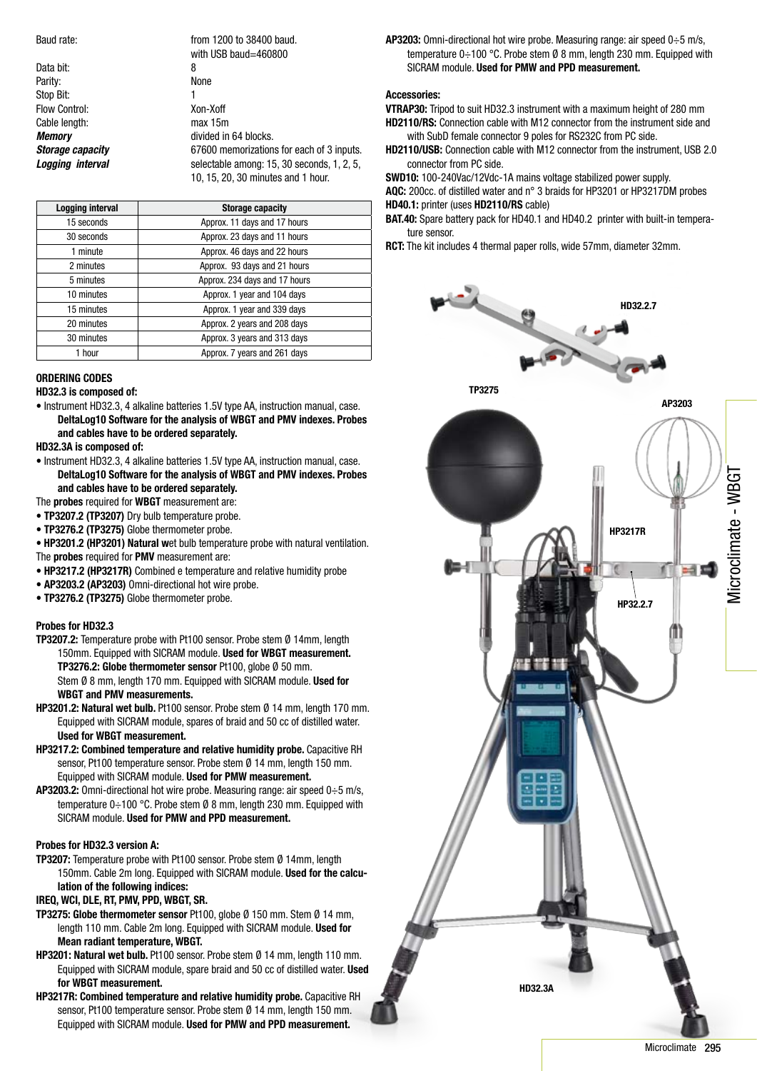Baud rate: from 1200 to 38400 baud. with USB baud=460800
Data bit: 8
Parity: None
Stop Bit: 1
Flow Control: Xon-Xoff
Cable length: max 15m
***Memory*** divided in 64 blocks.
***Storage capacity*** 67600 memorizations for each of 3 inputs.
***Logging interval*** selectable among: 15, 30 seconds, 1, 2, 5, 10, 15, 20, 30 minutes and 1 hour.

| Logging interval | Storage capacity |
|---|---|
| 15 seconds | Approx. 11 days and 17 hours |
| 30 seconds | Approx. 23 days and 11 hours |
| 1 minute | Approx. 46 days and 22 hours |
| 2 minutes | Approx. 93 days and 21 hours |
| 5 minutes | Approx. 234 days and 17 hours |
| 10 minutes | Approx. 1 year and 104 days |
| 15 minutes | Approx. 1 year and 339 days |
| 20 minutes | Approx. 2 years and 208 days |
| 30 minutes | Approx. 3 years and 313 days |
| 1 hour | Approx. 7 years and 261 days |

**ORDERING CODES**

**HD32.3 is composed of:**

- Instrument HD32.3, 4 alkaline batteries 1.5V type AA, instruction manual, case. **DeltaLog10 Software for the analysis of WBGT and PMV indexes. Probes and cables have to be ordered separately.**

**HD32.3A is composed of:**

- Instrument HD32.3, 4 alkaline batteries 1.5V type AA, instruction manual, case. **DeltaLog10 Software for the analysis of WBGT and PMV indexes. Probes and cables have to be ordered separately.**

The **probes** required for **WBGT** measurement are:

- **TP3207.2 (TP3207)** Dry bulb temperature probe.
- **TP3276.2 (TP3275)** Globe thermometer probe.
- **HP3201.2 (HP3201) Natural w**et bulb temperature probe with natural ventilation.

The **probes** required for **PMV** measurement are:

- **HP3217.2 (HP3217R)** Combined e temperature and relative humidity probe
- **AP3203.2 (AP3203)** Omni-directional hot wire probe.
- **TP3276.2 (TP3275)** Globe thermometer probe.

**Probes for HD32.3**

**TP3207.2:** Temperature probe with Pt100 sensor. Probe stem Ø 14mm, length 150mm. Equipped with SICRAM module. **Used for WBGT measurement.**

**TP3276.2: Globe thermometer sensor** Pt100, globe Ø 50 mm. Stem Ø 8 mm, length 170 mm. Equipped with SICRAM module. **Used for WBGT and PMV measurements.**

**HP3201.2: Natural wet bulb.** Pt100 sensor. Probe stem Ø 14 mm, length 170 mm. Equipped with SICRAM module, spares of braid and 50 cc of distilled water. **Used for WBGT measurement.**

**HP3217.2: Combined temperature and relative humidity probe.** Capacitive RH sensor, Pt100 temperature sensor. Probe stem Ø 14 mm, length 150 mm. Equipped with SICRAM module. **Used for PMW measurement.**

**AP3203.2:** Omni-directional hot wire probe. Measuring range: air speed 0÷5 m/s, temperature 0÷100 °C. Probe stem Ø 8 mm, length 230 mm. Equipped with SICRAM module. **Used for PMW and PPD measurement.**

**Probes for HD32.3 version A:**

**TP3207:** Temperature probe with Pt100 sensor. Probe stem Ø 14mm, length 150mm. Cable 2m long. Equipped with SICRAM module. **Used for the calculation of the following indices:**

**IREQ, WCI, DLE, RT, PMV, PPD, WBGT, SR.**

**TP3275: Globe thermometer sensor** Pt100, globe Ø 150 mm. Stem Ø 14 mm, length 110 mm. Cable 2m long. Equipped with SICRAM module. **Used for Mean radiant temperature, WBGT.**

**HP3201: Natural wet bulb.** Pt100 sensor. Probe stem Ø 14 mm, length 110 mm. Equipped with SICRAM module, spare braid and 50 cc of distilled water. **Used for WBGT measurement.**

**HP3217R: Combined temperature and relative humidity probe.** Capacitive RH sensor, Pt100 temperature sensor. Probe stem Ø 14 mm, length 150 mm. Equipped with SICRAM module. **Used for PMW and PPD measurement.**

**AP3203:** Omni-directional hot wire probe. Measuring range: air speed 0÷5 m/s, temperature 0÷100 °C. Probe stem Ø 8 mm, length 230 mm. Equipped with SICRAM module. **Used for PMW and PPD measurement.**

**Accessories:**

**VTRAP30:** Tripod to suit HD32.3 instrument with a maximum height of 280 mm

**HD2110/RS:** Connection cable with M12 connector from the instrument side and with SubD female connector 9 poles for RS232C from PC side.

**HD2110/USB:** Connection cable with M12 connector from the instrument, USB 2.0 connector from PC side.

**SWD10:** 100-240Vac/12Vdc-1A mains voltage stabilized power supply.

**AQC:** 200cc. of distilled water and n° 3 braids for HP3201 or HP3217DM probes

**HD40.1:** printer (uses **HD2110/RS** cable)

**BAT.40:** Spare battery pack for HD40.1 and HD40.2 printer with built-in temperature sensor.

**RCT:** The kit includes 4 thermal paper rolls, wide 57mm, diameter 32mm.

HD32.2.7
TP3275
AP3203
HP3217R
HP32.2.7
HD32.3A